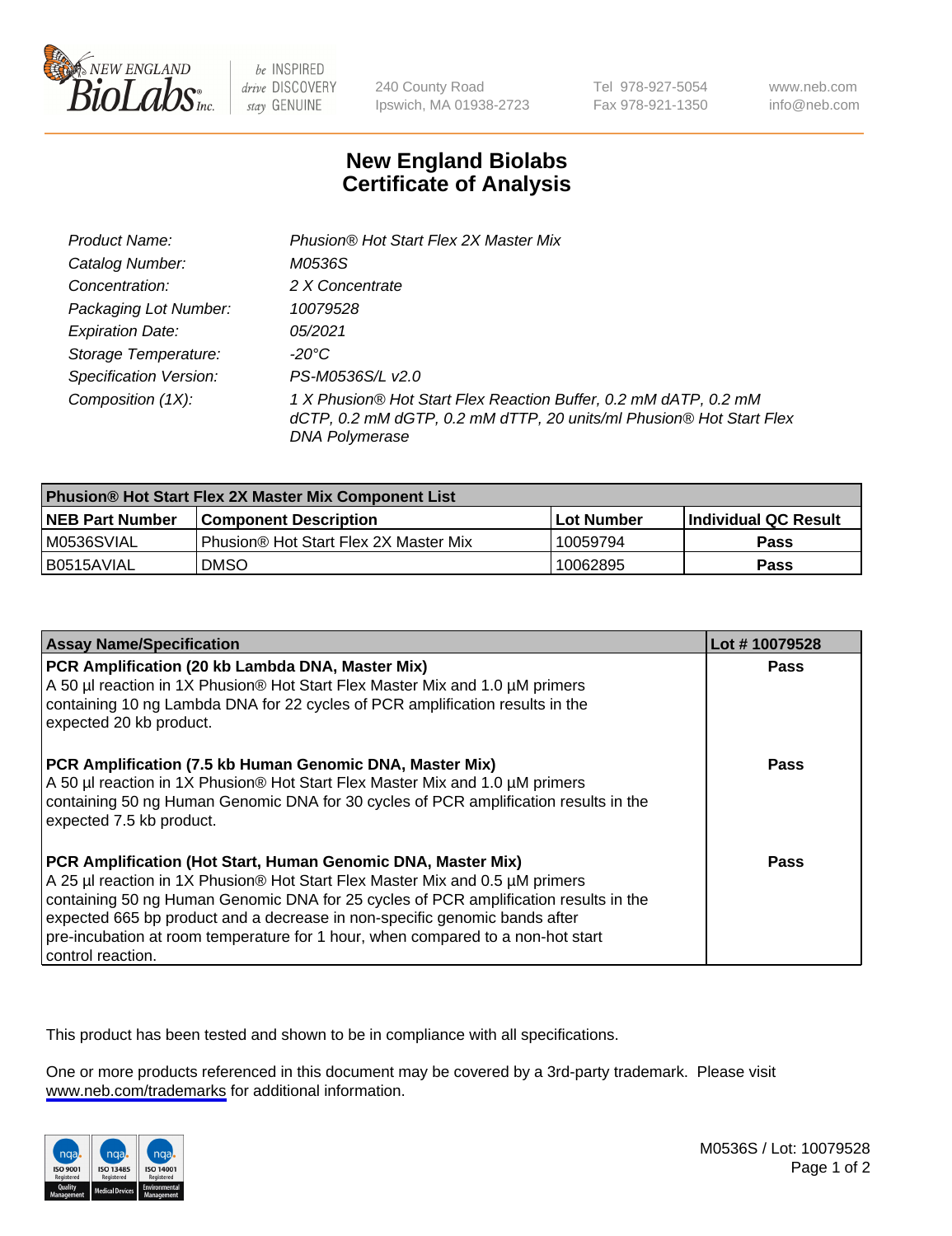240 County Road
Ipswich, MA 01938-2723

Tel 978-927-5054
Fax 978-921-1350

www.neb.com
info@neb.com

# New England Biolabs
# Certificate of Analysis

| | |
|---|---|
| *Product Name:* | *Phusion® Hot Start Flex 2X Master Mix* |
| *Catalog Number:* | *M0536S* |
| *Concentration:* | *2 X Concentrate* |
| *Packaging Lot Number:* | *10079528* |
| *Expiration Date:* | *05/2021* |
| *Storage Temperature:* | *-20°C* |
| *Specification Version:* | *PS-M0536S/L v2.0* |
| *Composition (1X):* | *1 X Phusion® Hot Start Flex Reaction Buffer, 0.2 mM dATP, 0.2 mM dCTP, 0.2 mM dGTP, 0.2 mM dTTP, 20 units/ml Phusion® Hot Start Flex DNA Polymerase* |

| **Phusion® Hot Start Flex 2X Master Mix Component List** | | | |
|---|---|---|---|
| **NEB Part Number** | **Component Description** | **Lot Number** | **Individual QC Result** |
| M0536SVIAL | Phusion® Hot Start Flex 2X Master Mix | 10059794 | **Pass** |
| B0515AVIAL | DMSO | 10062895 | **Pass** |

| **Assay Name/Specification** | **Lot # 10079528** |
|---|---|
| **PCR Amplification (20 kb Lambda DNA, Master Mix)** A 50 µl reaction in 1X Phusion® Hot Start Flex Master Mix and 1.0 µM primers containing 10 ng Lambda DNA for 22 cycles of PCR amplification results in the expected 20 kb product. | **Pass** |
| **PCR Amplification (7.5 kb Human Genomic DNA, Master Mix)** A 50 µl reaction in 1X Phusion® Hot Start Flex Master Mix and 1.0 µM primers containing 50 ng Human Genomic DNA for 30 cycles of PCR amplification results in the expected 7.5 kb product. | **Pass** |
| **PCR Amplification (Hot Start, Human Genomic DNA, Master Mix)** A 25 µl reaction in 1X Phusion® Hot Start Flex Master Mix and 0.5 µM primers containing 50 ng Human Genomic DNA for 25 cycles of PCR amplification results in the expected 665 bp product and a decrease in non-specific genomic bands after pre-incubation at room temperature for 1 hour, when compared to a non-hot start control reaction. | **Pass** |

This product has been tested and shown to be in compliance with all specifications.

One or more products referenced in this document may be covered by a 3rd-party trademark. Please visit www.neb.com/trademarks for additional information.

M0536S / Lot: 10079528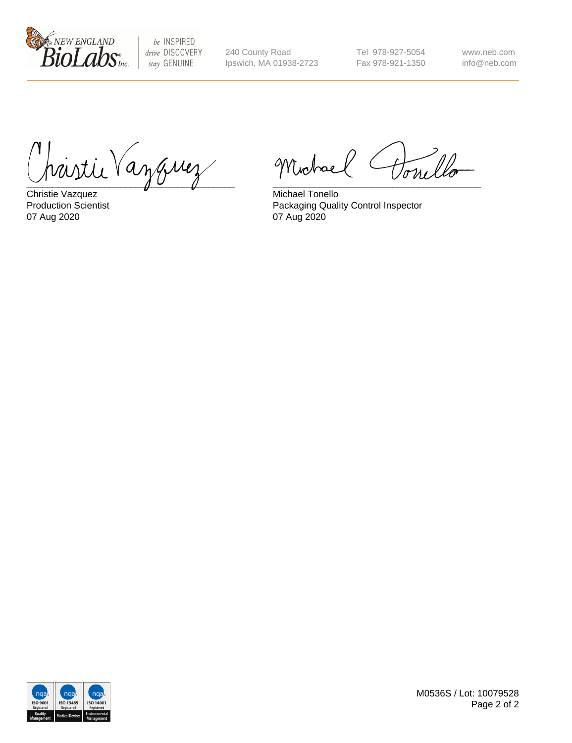Christie Vazquez
Production Scientist
07 Aug 2020

Michael Tonello
Packaging Quality Control Inspector
07 Aug 2020

M0536S / Lot: 10079528